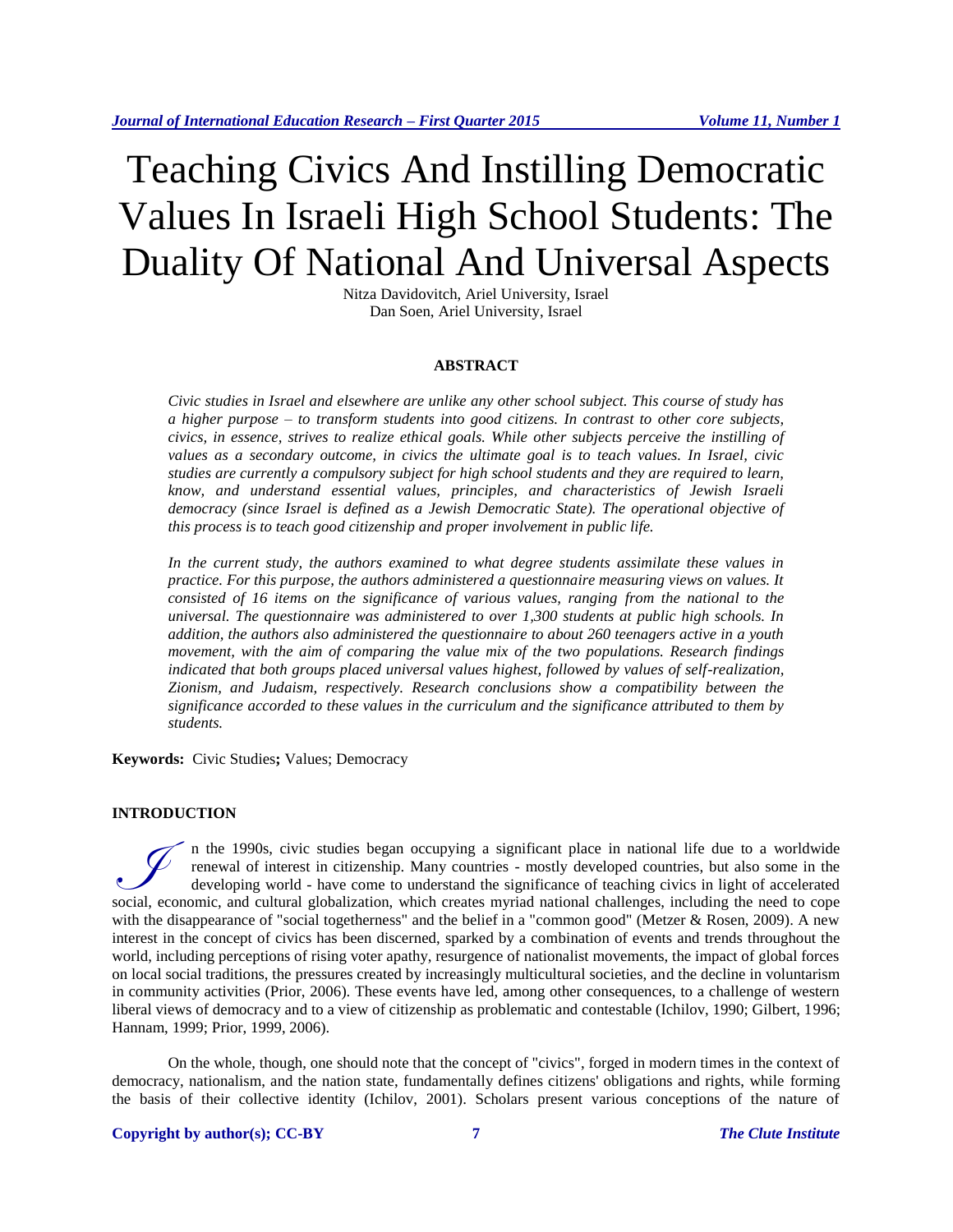# Teaching Civics And Instilling Democratic Values In Israeli High School Students: The Duality Of National And Universal Aspects

Nitza Davidovitch, Ariel University, Israel
Dan Soen, Ariel University, Israel

## ABSTRACT

*Civic studies in Israel and elsewhere are unlike any other school subject. This course of study has a higher purpose – to transform students into good citizens. In contrast to other core subjects, civics, in essence, strives to realize ethical goals. While other subjects perceive the instilling of values as a secondary outcome, in civics the ultimate goal is to teach values. In Israel, civic studies are currently a compulsory subject for high school students and they are required to learn, know, and understand essential values, principles, and characteristics of Jewish Israeli democracy (since Israel is defined as a Jewish Democratic State). The operational objective of this process is to teach good citizenship and proper involvement in public life.*

*In the current study, the authors examined to what degree students assimilate these values in practice. For this purpose, the authors administered a questionnaire measuring views on values. It consisted of 16 items on the significance of various values, ranging from the national to the universal. The questionnaire was administered to over 1,300 students at public high schools. In addition, the authors also administered the questionnaire to about 260 teenagers active in a youth movement, with the aim of comparing the value mix of the two populations. Research findings indicated that both groups placed universal values highest, followed by values of self-realization, Zionism, and Judaism, respectively. Research conclusions show a compatibility between the significance accorded to these values in the curriculum and the significance attributed to them by students.*

**Keywords:** Civic Studies**;** Values; Democracy

## INTRODUCTION

In the 1990s, civic studies began occupying a significant place in national life due to a worldwide renewal of interest in citizenship. Many countries - mostly developed countries, but also some in the developing world - have come to understand the significance of teaching civics in light of accelerated social, economic, and cultural globalization, which creates myriad national challenges, including the need to cope with the disappearance of "social togetherness" and the belief in a "common good" (Metzer & Rosen, 2009). A new interest in the concept of civics has been discerned, sparked by a combination of events and trends throughout the world, including perceptions of rising voter apathy, resurgence of nationalist movements, the impact of global forces on local social traditions, the pressures created by increasingly multicultural societies, and the decline in voluntarism in community activities (Prior, 2006). These events have led, among other consequences, to a challenge of western liberal views of democracy and to a view of citizenship as problematic and contestable (Ichilov, 1990; Gilbert, 1996; Hannam, 1999; Prior, 1999, 2006).

On the whole, though, one should note that the concept of "civics", forged in modern times in the context of democracy, nationalism, and the nation state, fundamentally defines citizens' obligations and rights, while forming the basis of their collective identity (Ichilov, 2001). Scholars present various conceptions of the nature of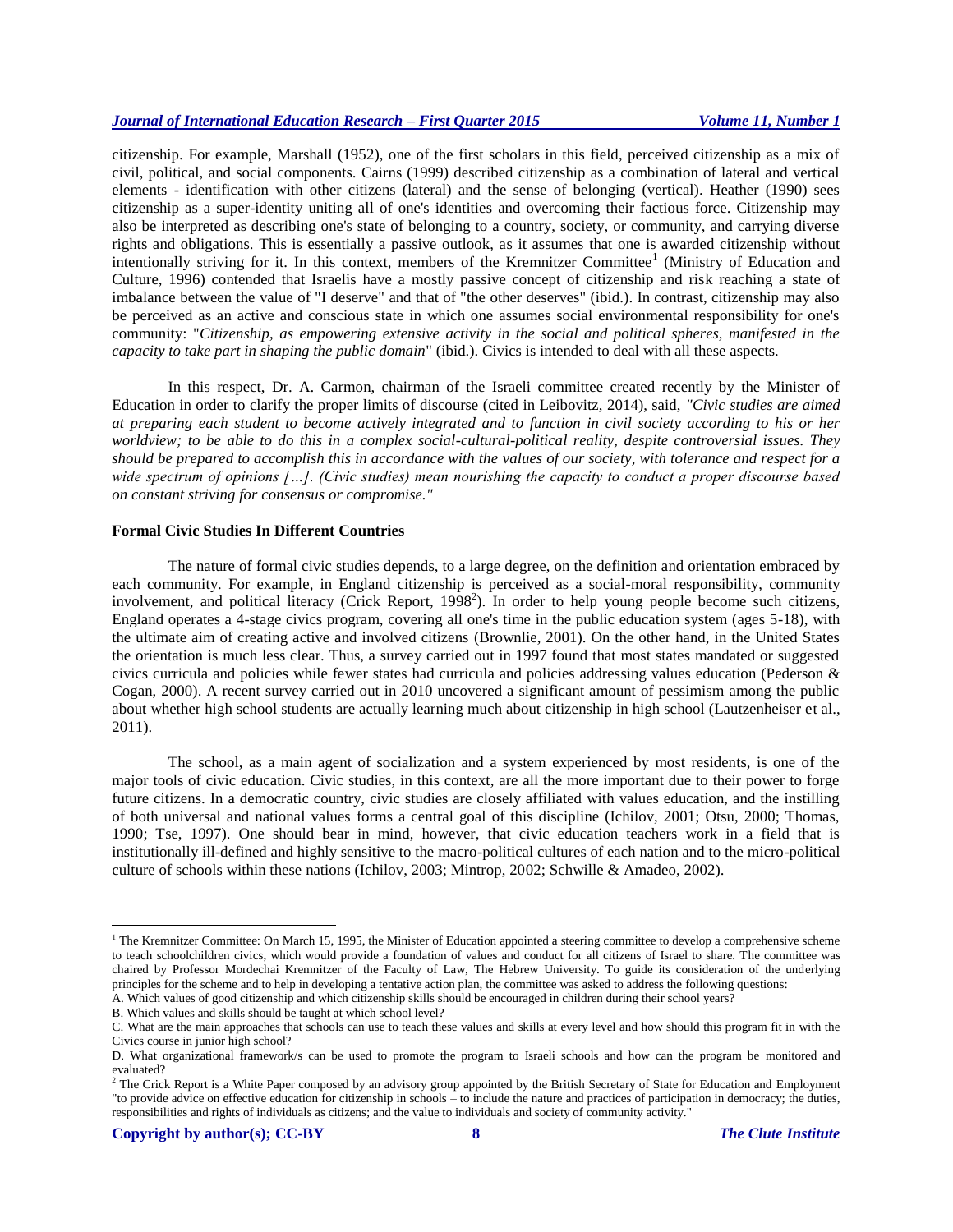citizenship. For example, Marshall (1952), one of the first scholars in this field, perceived citizenship as a mix of civil, political, and social components. Cairns (1999) described citizenship as a combination of lateral and vertical elements - identification with other citizens (lateral) and the sense of belonging (vertical). Heather (1990) sees citizenship as a super-identity uniting all of one's identities and overcoming their factious force. Citizenship may also be interpreted as describing one's state of belonging to a country, society, or community, and carrying diverse rights and obligations. This is essentially a passive outlook, as it assumes that one is awarded citizenship without intentionally striving for it. In this context, members of the Kremnitzer Committee[1] (Ministry of Education and Culture, 1996) contended that Israelis have a mostly passive concept of citizenship and risk reaching a state of imbalance between the value of "I deserve" and that of "the other deserves" (ibid.). In contrast, citizenship may also be perceived as an active and conscious state in which one assumes social environmental responsibility for one's community: "*Citizenship, as empowering extensive activity in the social and political spheres, manifested in the capacity to take part in shaping the public domain*" (ibid.). Civics is intended to deal with all these aspects.

In this respect, Dr. A. Carmon, chairman of the Israeli committee created recently by the Minister of Education in order to clarify the proper limits of discourse (cited in Leibovitz, 2014), said, *"Civic studies are aimed at preparing each student to become actively integrated and to function in civil society according to his or her worldview; to be able to do this in a complex social-cultural-political reality, despite controversial issues. They should be prepared to accomplish this in accordance with the values of our society, with tolerance and respect for a wide spectrum of opinions […]. (Civic studies) mean nourishing the capacity to conduct a proper discourse based on constant striving for consensus or compromise."*

**Formal Civic Studies In Different Countries**

The nature of formal civic studies depends, to a large degree, on the definition and orientation embraced by each community. For example, in England citizenship is perceived as a social-moral responsibility, community involvement, and political literacy (Crick Report, 1998[2]). In order to help young people become such citizens, England operates a 4-stage civics program, covering all one's time in the public education system (ages 5-18), with the ultimate aim of creating active and involved citizens (Brownlie, 2001). On the other hand, in the United States the orientation is much less clear. Thus, a survey carried out in 1997 found that most states mandated or suggested civics curricula and policies while fewer states had curricula and policies addressing values education (Pederson & Cogan, 2000). A recent survey carried out in 2010 uncovered a significant amount of pessimism among the public about whether high school students are actually learning much about citizenship in high school (Lautzenheiser et al., 2011).

The school, as a main agent of socialization and a system experienced by most residents, is one of the major tools of civic education. Civic studies, in this context, are all the more important due to their power to forge future citizens. In a democratic country, civic studies are closely affiliated with values education, and the instilling of both universal and national values forms a central goal of this discipline (Ichilov, 2001; Otsu, 2000; Thomas, 1990; Tse, 1997). One should bear in mind, however, that civic education teachers work in a field that is institutionally ill-defined and highly sensitive to the macro-political cultures of each nation and to the micro-political culture of schools within these nations (Ichilov, 2003; Mintrop, 2002; Schwille & Amadeo, 2002).

---

[1] The Kremnitzer Committee: On March 15, 1995, the Minister of Education appointed a steering committee to develop a comprehensive scheme to teach schoolchildren civics, which would provide a foundation of values and conduct for all citizens of Israel to share. The committee was chaired by Professor Mordechai Kremnitzer of the Faculty of Law, The Hebrew University. To guide its consideration of the underlying principles for the scheme and to help in developing a tentative action plan, the committee was asked to address the following questions:

A. Which values of good citizenship and which citizenship skills should be encouraged in children during their school years?

B. Which values and skills should be taught at which school level?

C. What are the main approaches that schools can use to teach these values and skills at every level and how should this program fit in with the Civics course in junior high school?

D. What organizational framework/s can be used to promote the program to Israeli schools and how can the program be monitored and evaluated?

[2] The Crick Report is a White Paper composed by an advisory group appointed by the British Secretary of State for Education and Employment "to provide advice on effective education for citizenship in schools – to include the nature and practices of participation in democracy; the duties, responsibilities and rights of individuals as citizens; and the value to individuals and society of community activity."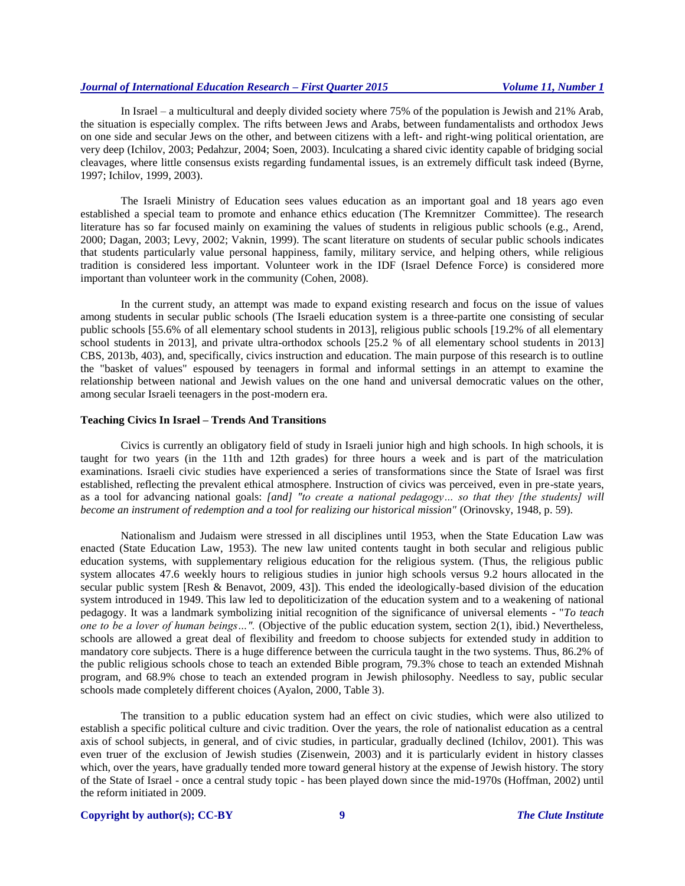In Israel – a multicultural and deeply divided society where 75% of the population is Jewish and 21% Arab, the situation is especially complex. The rifts between Jews and Arabs, between fundamentalists and orthodox Jews on one side and secular Jews on the other, and between citizens with a left- and right-wing political orientation, are very deep (Ichilov, 2003; Pedahzur, 2004; Soen, 2003). Inculcating a shared civic identity capable of bridging social cleavages, where little consensus exists regarding fundamental issues, is an extremely difficult task indeed (Byrne, 1997; Ichilov, 1999, 2003).

The Israeli Ministry of Education sees values education as an important goal and 18 years ago even established a special team to promote and enhance ethics education (The Kremnitzer Committee). The research literature has so far focused mainly on examining the values of students in religious public schools (e.g., Arend, 2000; Dagan, 2003; Levy, 2002; Vaknin, 1999). The scant literature on students of secular public schools indicates that students particularly value personal happiness, family, military service, and helping others, while religious tradition is considered less important. Volunteer work in the IDF (Israel Defence Force) is considered more important than volunteer work in the community (Cohen, 2008).

In the current study, an attempt was made to expand existing research and focus on the issue of values among students in secular public schools (The Israeli education system is a three-partite one consisting of secular public schools [55.6% of all elementary school students in 2013], religious public schools [19.2% of all elementary school students in 2013], and private ultra-orthodox schools [25.2 % of all elementary school students in 2013] CBS, 2013b, 403), and, specifically, civics instruction and education. The main purpose of this research is to outline the "basket of values" espoused by teenagers in formal and informal settings in an attempt to examine the relationship between national and Jewish values on the one hand and universal democratic values on the other, among secular Israeli teenagers in the post-modern era.

## Teaching Civics In Israel – Trends And Transitions

Civics is currently an obligatory field of study in Israeli junior high and high schools. In high schools, it is taught for two years (in the 11th and 12th grades) for three hours a week and is part of the matriculation examinations. Israeli civic studies have experienced a series of transformations since the State of Israel was first established, reflecting the prevalent ethical atmosphere. Instruction of civics was perceived, even in pre-state years, as a tool for advancing national goals: *[and] "to create a national pedagogy… so that they [the students] will become an instrument of redemption and a tool for realizing our historical mission"* (Orinovsky, 1948, p. 59).

Nationalism and Judaism were stressed in all disciplines until 1953, when the State Education Law was enacted (State Education Law, 1953). The new law united contents taught in both secular and religious public education systems, with supplementary religious education for the religious system. (Thus, the religious public system allocates 47.6 weekly hours to religious studies in junior high schools versus 9.2 hours allocated in the secular public system [Resh & Benavot, 2009, 43]). This ended the ideologically-based division of the education system introduced in 1949. This law led to depoliticization of the education system and to a weakening of national pedagogy. It was a landmark symbolizing initial recognition of the significance of universal elements - "*To teach one to be a lover of human beings…".* (Objective of the public education system, section 2(1), ibid.) Nevertheless, schools are allowed a great deal of flexibility and freedom to choose subjects for extended study in addition to mandatory core subjects. There is a huge difference between the curricula taught in the two systems. Thus, 86.2% of the public religious schools chose to teach an extended Bible program, 79.3% chose to teach an extended Mishnah program, and 68.9% chose to teach an extended program in Jewish philosophy. Needless to say, public secular schools made completely different choices (Ayalon, 2000, Table 3).

The transition to a public education system had an effect on civic studies, which were also utilized to establish a specific political culture and civic tradition. Over the years, the role of nationalist education as a central axis of school subjects, in general, and of civic studies, in particular, gradually declined (Ichilov, 2001). This was even truer of the exclusion of Jewish studies (Zisenwein, 2003) and it is particularly evident in history classes which, over the years, have gradually tended more toward general history at the expense of Jewish history. The story of the State of Israel - once a central study topic - has been played down since the mid-1970s (Hoffman, 2002) until the reform initiated in 2009.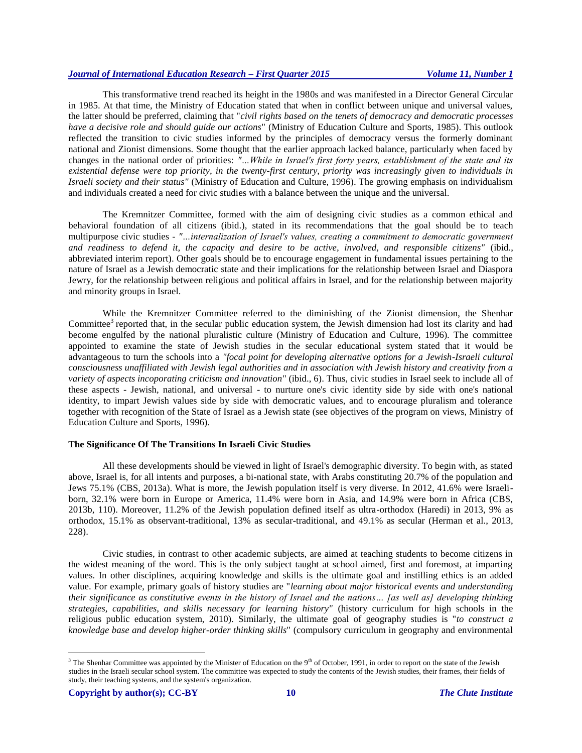This transformative trend reached its height in the 1980s and was manifested in a Director General Circular in 1985. At that time, the Ministry of Education stated that when in conflict between unique and universal values, the latter should be preferred, claiming that "*civil rights based on the tenets of democracy and democratic processes have a decisive role and should guide our actions*" (Ministry of Education Culture and Sports, 1985). This outlook reflected the transition to civic studies informed by the principles of democracy versus the formerly dominant national and Zionist dimensions. Some thought that the earlier approach lacked balance, particularly when faced by changes in the national order of priorities: *"...While in Israel's first forty years, establishment of the state and its existential defense were top priority, in the twenty-first century, priority was increasingly given to individuals in Israeli society and their status"* (Ministry of Education and Culture, 1996). The growing emphasis on individualism and individuals created a need for civic studies with a balance between the unique and the universal.

The Kremnitzer Committee, formed with the aim of designing civic studies as a common ethical and behavioral foundation of all citizens (ibid.), stated in its recommendations that the goal should be to teach multipurpose civic studies - *"...internalization of Israel's values, creating a commitment to democratic government and readiness to defend it, the capacity and desire to be active, involved, and responsible citizens"* (ibid., abbreviated interim report). Other goals should be to encourage engagement in fundamental issues pertaining to the nature of Israel as a Jewish democratic state and their implications for the relationship between Israel and Diaspora Jewry, for the relationship between religious and political affairs in Israel, and for the relationship between majority and minority groups in Israel.

While the Kremnitzer Committee referred to the diminishing of the Zionist dimension, the Shenhar Committee[3] reported that, in the secular public education system, the Jewish dimension had lost its clarity and had become engulfed by the national pluralistic culture (Ministry of Education and Culture, 1996). The committee appointed to examine the state of Jewish studies in the secular educational system stated that it would be advantageous to turn the schools into a *"focal point for developing alternative options for a Jewish-Israeli cultural consciousness unaffiliated with Jewish legal authorities and in association with Jewish history and creativity from a variety of aspects incoporating criticism and innovation"* (ibid., 6). Thus, civic studies in Israel seek to include all of these aspects - Jewish, national, and universal - to nurture one's civic identity side by side with one's national identity, to impart Jewish values side by side with democratic values, and to encourage pluralism and tolerance together with recognition of the State of Israel as a Jewish state (see objectives of the program on views, Ministry of Education Culture and Sports, 1996).

## The Significance Of The Transitions In Israeli Civic Studies

All these developments should be viewed in light of Israel's demographic diversity. To begin with, as stated above, Israel is, for all intents and purposes, a bi-national state, with Arabs constituting 20.7% of the population and Jews 75.1% (CBS, 2013a). What is more, the Jewish population itself is very diverse. In 2012, 41.6% were Israeli-born, 32.1% were born in Europe or America, 11.4% were born in Asia, and 14.9% were born in Africa (CBS, 2013b, 110). Moreover, 11.2% of the Jewish population defined itself as ultra-orthodox (Haredi) in 2013, 9% as orthodox, 15.1% as observant-traditional, 13% as secular-traditional, and 49.1% as secular (Herman et al., 2013, 228).

Civic studies, in contrast to other academic subjects, are aimed at teaching students to become citizens in the widest meaning of the word. This is the only subject taught at school aimed, first and foremost, at imparting values. In other disciplines, acquiring knowledge and skills is the ultimate goal and instilling ethics is an added value. For example, primary goals of history studies are "*learning about major historical events and understanding their significance as constitutive events in the history of Israel and the nations… [as well as] developing thinking strategies, capabilities, and skills necessary for learning history"* (history curriculum for high schools in the religious public education system, 2010). Similarly, the ultimate goal of geography studies is "*to construct a knowledge base and develop higher-order thinking skills*" (compulsory curriculum in geography and environmental

[3] The Shenhar Committee was appointed by the Minister of Education on the 9th of October, 1991, in order to report on the state of the Jewish studies in the Israeli secular school system. The committee was expected to study the contents of the Jewish studies, their frames, their fields of study, their teaching systems, and the system's organization.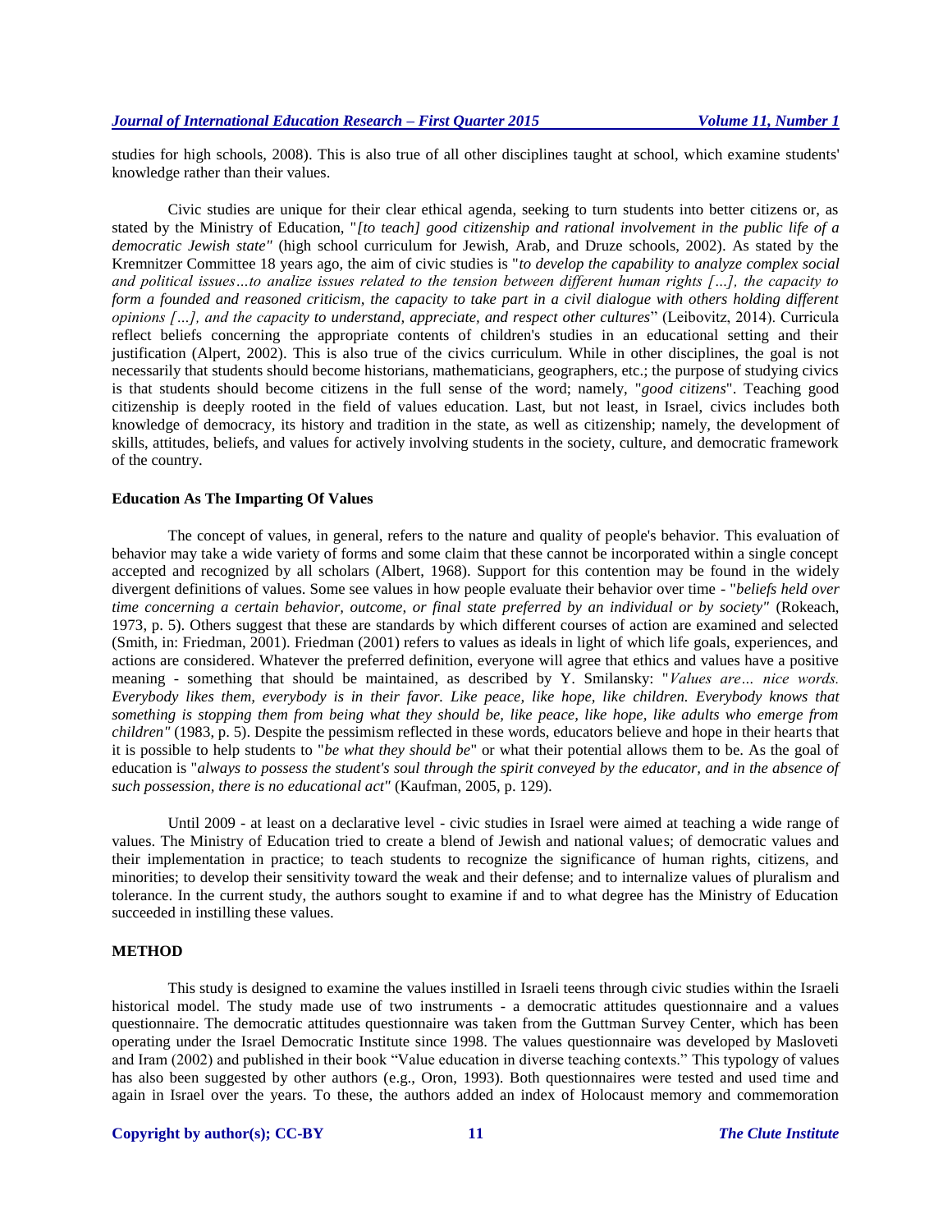studies for high schools, 2008). This is also true of all other disciplines taught at school, which examine students' knowledge rather than their values.

Civic studies are unique for their clear ethical agenda, seeking to turn students into better citizens or, as stated by the Ministry of Education, "*[to teach] good citizenship and rational involvement in the public life of a democratic Jewish state"* (high school curriculum for Jewish, Arab, and Druze schools, 2002). As stated by the Kremnitzer Committee 18 years ago, the aim of civic studies is "*to develop the capability to analyze complex social and political issues…to analize issues related to the tension between different human rights […], the capacity to form a founded and reasoned criticism, the capacity to take part in a civil dialogue with others holding different opinions […], and the capacity to understand, appreciate, and respect other cultures*" (Leibovitz, 2014). Curricula reflect beliefs concerning the appropriate contents of children's studies in an educational setting and their justification (Alpert, 2002). This is also true of the civics curriculum. While in other disciplines, the goal is not necessarily that students should become historians, mathematicians, geographers, etc.; the purpose of studying civics is that students should become citizens in the full sense of the word; namely, "*good citizens*". Teaching good citizenship is deeply rooted in the field of values education. Last, but not least, in Israel, civics includes both knowledge of democracy, its history and tradition in the state, as well as citizenship; namely, the development of skills, attitudes, beliefs, and values for actively involving students in the society, culture, and democratic framework of the country.

**Education As The Imparting Of Values**

The concept of values, in general, refers to the nature and quality of people's behavior. This evaluation of behavior may take a wide variety of forms and some claim that these cannot be incorporated within a single concept accepted and recognized by all scholars (Albert, 1968). Support for this contention may be found in the widely divergent definitions of values. Some see values in how people evaluate their behavior over time - "*beliefs held over time concerning a certain behavior, outcome, or final state preferred by an individual or by society"* (Rokeach, 1973, p. 5). Others suggest that these are standards by which different courses of action are examined and selected (Smith, in: Friedman, 2001). Friedman (2001) refers to values as ideals in light of which life goals, experiences, and actions are considered. Whatever the preferred definition, everyone will agree that ethics and values have a positive meaning - something that should be maintained, as described by Y. Smilansky: "*Values are… nice words. Everybody likes them, everybody is in their favor. Like peace, like hope, like children. Everybody knows that something is stopping them from being what they should be, like peace, like hope, like adults who emerge from children"* (1983, p. 5). Despite the pessimism reflected in these words, educators believe and hope in their hearts that it is possible to help students to "*be what they should be*" or what their potential allows them to be. As the goal of education is "*always to possess the student's soul through the spirit conveyed by the educator, and in the absence of such possession, there is no educational act"* (Kaufman, 2005, p. 129).

Until 2009 - at least on a declarative level - civic studies in Israel were aimed at teaching a wide range of values. The Ministry of Education tried to create a blend of Jewish and national values; of democratic values and their implementation in practice; to teach students to recognize the significance of human rights, citizens, and minorities; to develop their sensitivity toward the weak and their defense; and to internalize values of pluralism and tolerance. In the current study, the authors sought to examine if and to what degree has the Ministry of Education succeeded in instilling these values.

**METHOD**

This study is designed to examine the values instilled in Israeli teens through civic studies within the Israeli historical model. The study made use of two instruments - a democratic attitudes questionnaire and a values questionnaire. The democratic attitudes questionnaire was taken from the Guttman Survey Center, which has been operating under the Israel Democratic Institute since 1998. The values questionnaire was developed by Masloveti and Iram (2002) and published in their book "Value education in diverse teaching contexts." This typology of values has also been suggested by other authors (e.g., Oron, 1993). Both questionnaires were tested and used time and again in Israel over the years. To these, the authors added an index of Holocaust memory and commemoration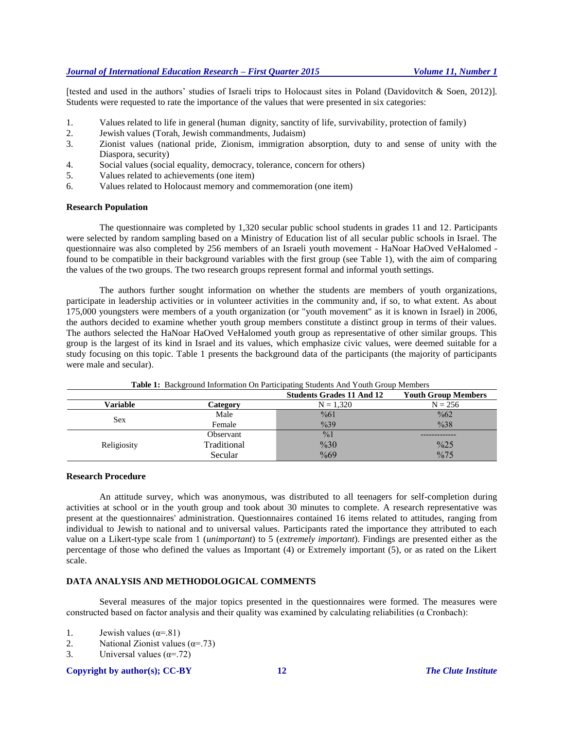[tested and used in the authors' studies of Israeli trips to Holocaust sites in Poland (Davidovitch & Soen, 2012)]. Students were requested to rate the importance of the values that were presented in six categories:

1. Values related to life in general (human dignity, sanctity of life, survivability, protection of family)
2. Jewish values (Torah, Jewish commandments, Judaism)
3. Zionist values (national pride, Zionism, immigration absorption, duty to and sense of unity with the Diaspora, security)
4. Social values (social equality, democracy, tolerance, concern for others)
5. Values related to achievements (one item)
6. Values related to Holocaust memory and commemoration (one item)

### Research Population

The questionnaire was completed by 1,320 secular public school students in grades 11 and 12. Participants were selected by random sampling based on a Ministry of Education list of all secular public schools in Israel. The questionnaire was also completed by 256 members of an Israeli youth movement - HaNoar HaOved VeHalomed - found to be compatible in their background variables with the first group (see Table 1), with the aim of comparing the values of the two groups. The two research groups represent formal and informal youth settings.

The authors further sought information on whether the students are members of youth organizations, participate in leadership activities or in volunteer activities in the community and, if so, to what extent. As about 175,000 youngsters were members of a youth organization (or "youth movement" as it is known in Israel) in 2006, the authors decided to examine whether youth group members constitute a distinct group in terms of their values. The authors selected the HaNoar HaOved VeHalomed youth group as representative of other similar groups. This group is the largest of its kind in Israel and its values, which emphasize civic values, were deemed suitable for a study focusing on this topic. Table 1 presents the background data of the participants (the majority of participants were male and secular).

**Table 1:** Background Information On Participating Students And Youth Group Members

| | | Students Grades 11 And 12 | Youth Group Members |
|---|---|---|---|
| Variable | Category | N = 1,320 | N = 256 |
| Sex | Male | %61 | %62 |
| | Female | %39 | %38 |
| Religiosity | Observant | %1 | ------------- |
| | Traditional | %30 | %25 |
| | Secular | %69 | %75 |

### Research Procedure

An attitude survey, which was anonymous, was distributed to all teenagers for self-completion during activities at school or in the youth group and took about 30 minutes to complete. A research representative was present at the questionnaires' administration. Questionnaires contained 16 items related to attitudes, ranging from individual to Jewish to national and to universal values. Participants rated the importance they attributed to each value on a Likert-type scale from 1 (*unimportant*) to 5 (*extremely important*). Findings are presented either as the percentage of those who defined the values as Important (4) or Extremely important (5), or as rated on the Likert scale.

## DATA ANALYSIS AND METHODOLOGICAL COMMENTS

Several measures of the major topics presented in the questionnaires were formed. The measures were constructed based on factor analysis and their quality was examined by calculating reliabilities (α Cronbach):

1. Jewish values ($\alpha$=.81)
2. National Zionist values ($\alpha$=.73)
3. Universal values ($\alpha$=.72)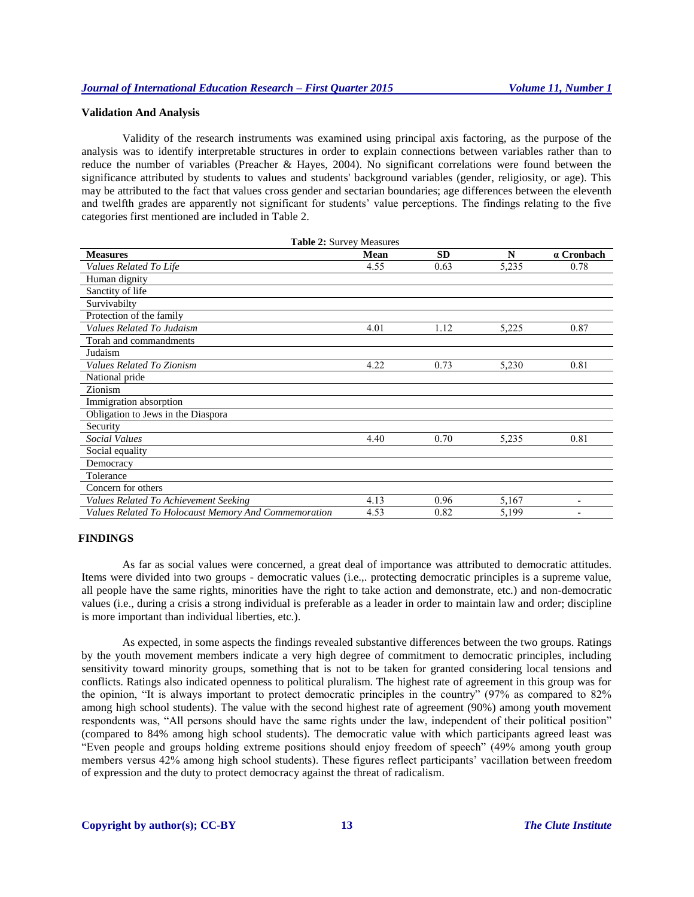### Validation And Analysis

Validity of the research instruments was examined using principal axis factoring, as the purpose of the analysis was to identify interpretable structures in order to explain connections between variables rather than to reduce the number of variables (Preacher & Hayes, 2004). No significant correlations were found between the significance attributed by students to values and students' background variables (gender, religiosity, or age). This may be attributed to the fact that values cross gender and sectarian boundaries; age differences between the eleventh and twelfth grades are apparently not significant for students' value perceptions. The findings relating to the five categories first mentioned are included in Table 2.

**Table 2:** Survey Measures

| **Measures** | **Mean** | **SD** | **N** | **α Cronbach** |
|---|---|---|---|---|
| *Values Related To Life* | 4.55 | 0.63 | 5,235 | 0.78 |
| Human dignity | | | | |
| Sanctity of life | | | | |
| Survivabilty | | | | |
| Protection of the family | | | | |
| *Values Related To Judaism* | 4.01 | 1.12 | 5,225 | 0.87 |
| Torah and commandments | | | | |
| Judaism | | | | |
| *Values Related To Zionism* | 4.22 | 0.73 | 5,230 | 0.81 |
| National pride | | | | |
| Zionism | | | | |
| Immigration absorption | | | | |
| Obligation to Jews in the Diaspora | | | | |
| Security | | | | |
| *Social Values* | 4.40 | 0.70 | 5,235 | 0.81 |
| Social equality | | | | |
| Democracy | | | | |
| Tolerance | | | | |
| Concern for others | | | | |
| *Values Related To Achievement Seeking* | 4.13 | 0.96 | 5,167 | - |
| *Values Related To Holocaust Memory And Commemoration* | 4.53 | 0.82 | 5,199 | - |

## FINDINGS

As far as social values were concerned, a great deal of importance was attributed to democratic attitudes. Items were divided into two groups - democratic values (i.e.,. protecting democratic principles is a supreme value, all people have the same rights, minorities have the right to take action and demonstrate, etc.) and non-democratic values (i.e., during a crisis a strong individual is preferable as a leader in order to maintain law and order; discipline is more important than individual liberties, etc.).

As expected, in some aspects the findings revealed substantive differences between the two groups. Ratings by the youth movement members indicate a very high degree of commitment to democratic principles, including sensitivity toward minority groups, something that is not to be taken for granted considering local tensions and conflicts. Ratings also indicated openness to political pluralism. The highest rate of agreement in this group was for the opinion, "It is always important to protect democratic principles in the country" (97% as compared to 82% among high school students). The value with the second highest rate of agreement (90%) among youth movement respondents was, "All persons should have the same rights under the law, independent of their political position" (compared to 84% among high school students). The democratic value with which participants agreed least was "Even people and groups holding extreme positions should enjoy freedom of speech" (49% among youth group members versus 42% among high school students). These figures reflect participants' vacillation between freedom of expression and the duty to protect democracy against the threat of radicalism.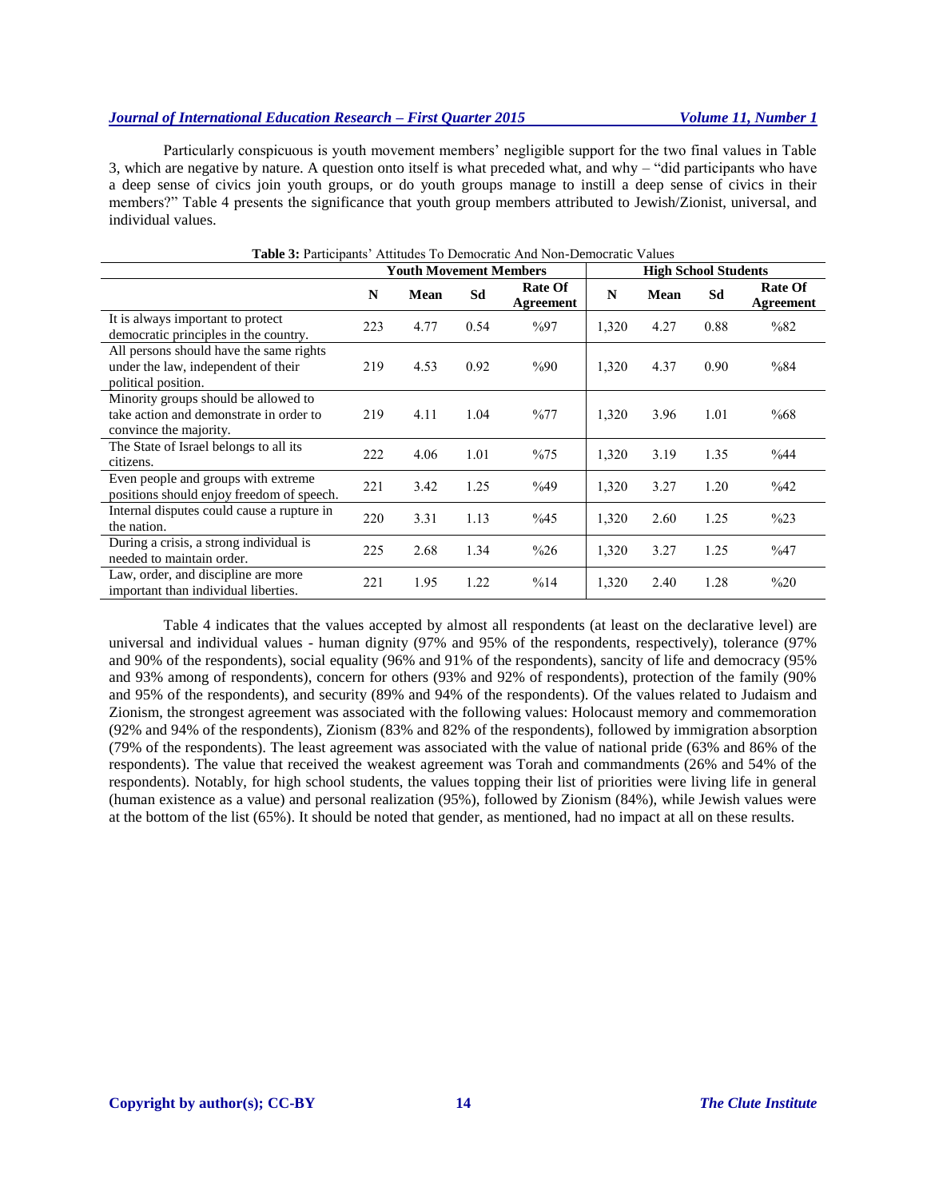Particularly conspicuous is youth movement members' negligible support for the two final values in Table 3, which are negative by nature. A question onto itself is what preceded what, and why – "did participants who have a deep sense of civics join youth groups, or do youth groups manage to instill a deep sense of civics in their members?" Table 4 presents the significance that youth group members attributed to Jewish/Zionist, universal, and individual values.

**Table 3:** Participants' Attitudes To Democratic And Non-Democratic Values

| | Youth Movement Members | | | | High School Students | | | |
|---|---|---|---|---|---|---|---|---|
| | **N** | **Mean** | **Sd** | **Rate Of Agreement** | **N** | **Mean** | **Sd** | **Rate Of Agreement** |
| It is always important to protect democratic principles in the country. | 223 | 4.77 | 0.54 | %97 | 1,320 | 4.27 | 0.88 | %82 |
| All persons should have the same rights under the law, independent of their political position. | 219 | 4.53 | 0.92 | %90 | 1,320 | 4.37 | 0.90 | %84 |
| Minority groups should be allowed to take action and demonstrate in order to convince the majority. | 219 | 4.11 | 1.04 | %77 | 1,320 | 3.96 | 1.01 | %68 |
| The State of Israel belongs to all its citizens. | 222 | 4.06 | 1.01 | %75 | 1,320 | 3.19 | 1.35 | %44 |
| Even people and groups with extreme positions should enjoy freedom of speech. | 221 | 3.42 | 1.25 | %49 | 1,320 | 3.27 | 1.20 | %42 |
| Internal disputes could cause a rupture in the nation. | 220 | 3.31 | 1.13 | %45 | 1,320 | 2.60 | 1.25 | %23 |
| During a crisis, a strong individual is needed to maintain order. | 225 | 2.68 | 1.34 | %26 | 1,320 | 3.27 | 1.25 | %47 |
| Law, order, and discipline are more important than individual liberties. | 221 | 1.95 | 1.22 | %14 | 1,320 | 2.40 | 1.28 | %20 |

Table 4 indicates that the values accepted by almost all respondents (at least on the declarative level) are universal and individual values - human dignity (97% and 95% of the respondents, respectively), tolerance (97% and 90% of the respondents), social equality (96% and 91% of the respondents), sancity of life and democracy (95% and 93% among of respondents), concern for others (93% and 92% of respondents), protection of the family (90% and 95% of the respondents), and security (89% and 94% of the respondents). Of the values related to Judaism and Zionism, the strongest agreement was associated with the following values: Holocaust memory and commemoration (92% and 94% of the respondents), Zionism (83% and 82% of the respondents), followed by immigration absorption (79% of the respondents). The least agreement was associated with the value of national pride (63% and 86% of the respondents). The value that received the weakest agreement was Torah and commandments (26% and 54% of the respondents). Notably, for high school students, the values topping their list of priorities were living life in general (human existence as a value) and personal realization (95%), followed by Zionism (84%), while Jewish values were at the bottom of the list (65%). It should be noted that gender, as mentioned, had no impact at all on these results.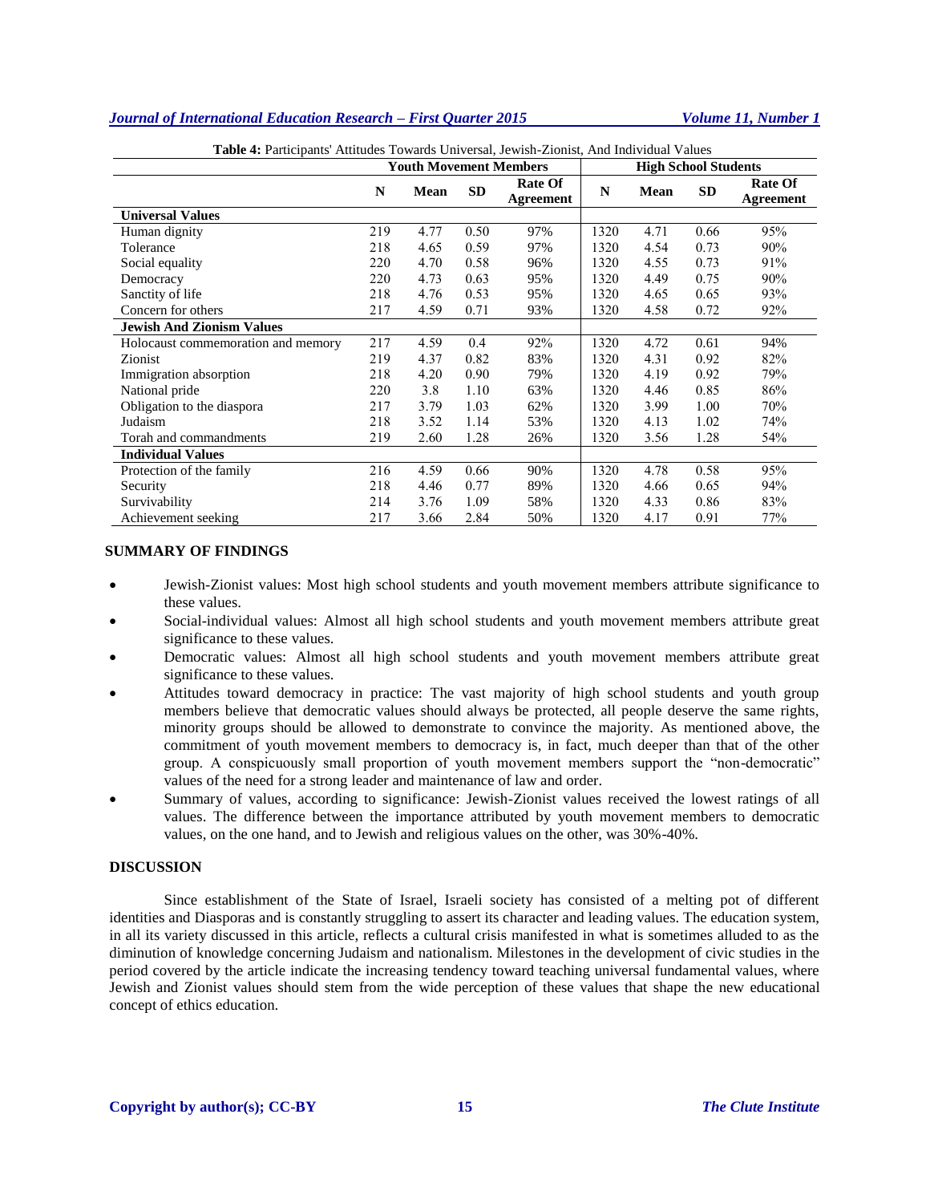**Table 4:** Participants' Attitudes Towards Universal, Jewish-Zionist, And Individual Values

| | Youth Movement Members | | | | High School Students | | | |
|---|---|---|---|---|---|---|---|---|
| | N | Mean | SD | Rate Of Agreement | N | Mean | SD | Rate Of Agreement |
| **Universal Values** | | | | | | | | |
| Human dignity | 219 | 4.77 | 0.50 | 97% | 1320 | 4.71 | 0.66 | 95% |
| Tolerance | 218 | 4.65 | 0.59 | 97% | 1320 | 4.54 | 0.73 | 90% |
| Social equality | 220 | 4.70 | 0.58 | 96% | 1320 | 4.55 | 0.73 | 91% |
| Democracy | 220 | 4.73 | 0.63 | 95% | 1320 | 4.49 | 0.75 | 90% |
| Sanctity of life | 218 | 4.76 | 0.53 | 95% | 1320 | 4.65 | 0.65 | 93% |
| Concern for others | 217 | 4.59 | 0.71 | 93% | 1320 | 4.58 | 0.72 | 92% |
| **Jewish And Zionism Values** | | | | | | | | |
| Holocaust commemoration and memory | 217 | 4.59 | 0.4 | 92% | 1320 | 4.72 | 0.61 | 94% |
| Zionist | 219 | 4.37 | 0.82 | 83% | 1320 | 4.31 | 0.92 | 82% |
| Immigration absorption | 218 | 4.20 | 0.90 | 79% | 1320 | 4.19 | 0.92 | 79% |
| National pride | 220 | 3.8 | 1.10 | 63% | 1320 | 4.46 | 0.85 | 86% |
| Obligation to the diaspora | 217 | 3.79 | 1.03 | 62% | 1320 | 3.99 | 1.00 | 70% |
| Judaism | 218 | 3.52 | 1.14 | 53% | 1320 | 4.13 | 1.02 | 74% |
| Torah and commandments | 219 | 2.60 | 1.28 | 26% | 1320 | 3.56 | 1.28 | 54% |
| **Individual Values** | | | | | | | | |
| Protection of the family | 216 | 4.59 | 0.66 | 90% | 1320 | 4.78 | 0.58 | 95% |
| Security | 218 | 4.46 | 0.77 | 89% | 1320 | 4.66 | 0.65 | 94% |
| Survivability | 214 | 3.76 | 1.09 | 58% | 1320 | 4.33 | 0.86 | 83% |
| Achievement seeking | 217 | 3.66 | 2.84 | 50% | 1320 | 4.17 | 0.91 | 77% |

## SUMMARY OF FINDINGS

- Jewish-Zionist values: Most high school students and youth movement members attribute significance to these values.
- Social-individual values: Almost all high school students and youth movement members attribute great significance to these values.
- Democratic values: Almost all high school students and youth movement members attribute great significance to these values.
- Attitudes toward democracy in practice: The vast majority of high school students and youth group members believe that democratic values should always be protected, all people deserve the same rights, minority groups should be allowed to demonstrate to convince the majority. As mentioned above, the commitment of youth movement members to democracy is, in fact, much deeper than that of the other group. A conspicuously small proportion of youth movement members support the "non-democratic" values of the need for a strong leader and maintenance of law and order.
- Summary of values, according to significance: Jewish-Zionist values received the lowest ratings of all values. The difference between the importance attributed by youth movement members to democratic values, on the one hand, and to Jewish and religious values on the other, was 30%-40%.

## DISCUSSION

Since establishment of the State of Israel, Israeli society has consisted of a melting pot of different identities and Diasporas and is constantly struggling to assert its character and leading values. The education system, in all its variety discussed in this article, reflects a cultural crisis manifested in what is sometimes alluded to as the diminution of knowledge concerning Judaism and nationalism. Milestones in the development of civic studies in the period covered by the article indicate the increasing tendency toward teaching universal fundamental values, where Jewish and Zionist values should stem from the wide perception of these values that shape the new educational concept of ethics education.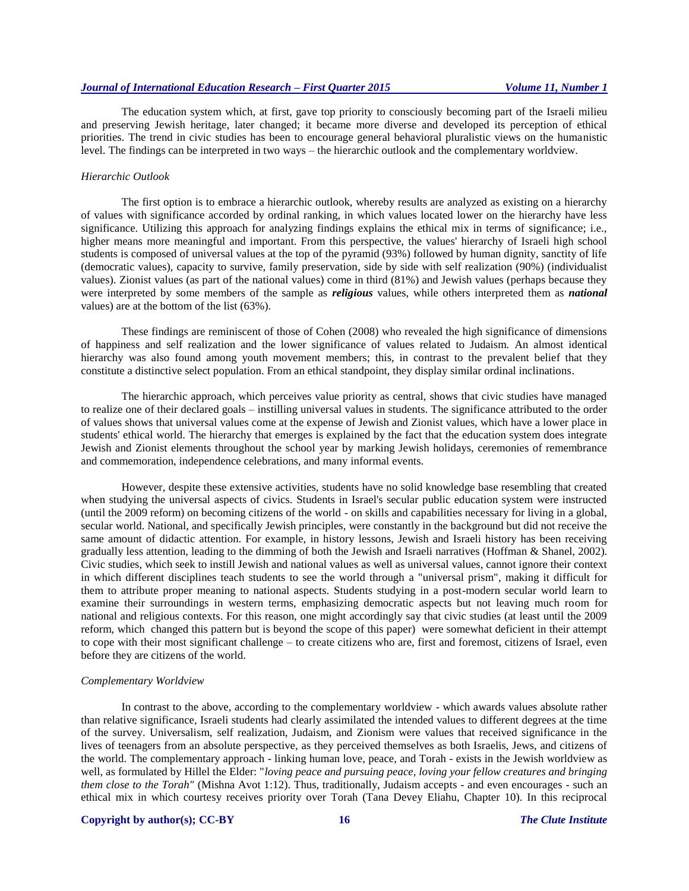The education system which, at first, gave top priority to consciously becoming part of the Israeli milieu and preserving Jewish heritage, later changed; it became more diverse and developed its perception of ethical priorities. The trend in civic studies has been to encourage general behavioral pluralistic views on the humanistic level. The findings can be interpreted in two ways – the hierarchic outlook and the complementary worldview.

### *Hierarchic Outlook*

The first option is to embrace a hierarchic outlook, whereby results are analyzed as existing on a hierarchy of values with significance accorded by ordinal ranking, in which values located lower on the hierarchy have less significance. Utilizing this approach for analyzing findings explains the ethical mix in terms of significance; i.e., higher means more meaningful and important. From this perspective, the values' hierarchy of Israeli high school students is composed of universal values at the top of the pyramid (93%) followed by human dignity, sanctity of life (democratic values), capacity to survive, family preservation, side by side with self realization (90%) (individualist values). Zionist values (as part of the national values) come in third (81%) and Jewish values (perhaps because they were interpreted by some members of the sample as ***religious*** values, while others interpreted them as ***national*** values) are at the bottom of the list (63%).

These findings are reminiscent of those of Cohen (2008) who revealed the high significance of dimensions of happiness and self realization and the lower significance of values related to Judaism. An almost identical hierarchy was also found among youth movement members; this, in contrast to the prevalent belief that they constitute a distinctive select population. From an ethical standpoint, they display similar ordinal inclinations.

The hierarchic approach, which perceives value priority as central, shows that civic studies have managed to realize one of their declared goals – instilling universal values in students. The significance attributed to the order of values shows that universal values come at the expense of Jewish and Zionist values, which have a lower place in students' ethical world. The hierarchy that emerges is explained by the fact that the education system does integrate Jewish and Zionist elements throughout the school year by marking Jewish holidays, ceremonies of remembrance and commemoration, independence celebrations, and many informal events.

However, despite these extensive activities, students have no solid knowledge base resembling that created when studying the universal aspects of civics. Students in Israel's secular public education system were instructed (until the 2009 reform) on becoming citizens of the world - on skills and capabilities necessary for living in a global, secular world. National, and specifically Jewish principles, were constantly in the background but did not receive the same amount of didactic attention. For example, in history lessons, Jewish and Israeli history has been receiving gradually less attention, leading to the dimming of both the Jewish and Israeli narratives (Hoffman & Shanel, 2002). Civic studies, which seek to instill Jewish and national values as well as universal values, cannot ignore their context in which different disciplines teach students to see the world through a "universal prism", making it difficult for them to attribute proper meaning to national aspects. Students studying in a post-modern secular world learn to examine their surroundings in western terms, emphasizing democratic aspects but not leaving much room for national and religious contexts. For this reason, one might accordingly say that civic studies (at least until the 2009 reform, which changed this pattern but is beyond the scope of this paper) were somewhat deficient in their attempt to cope with their most significant challenge – to create citizens who are, first and foremost, citizens of Israel, even before they are citizens of the world.

### *Complementary Worldview*

In contrast to the above, according to the complementary worldview - which awards values absolute rather than relative significance, Israeli students had clearly assimilated the intended values to different degrees at the time of the survey. Universalism, self realization, Judaism, and Zionism were values that received significance in the lives of teenagers from an absolute perspective, as they perceived themselves as both Israelis, Jews, and citizens of the world. The complementary approach - linking human love, peace, and Torah - exists in the Jewish worldview as well, as formulated by Hillel the Elder: "*loving peace and pursuing peace, loving your fellow creatures and bringing them close to the Torah"* (Mishna Avot 1:12). Thus, traditionally, Judaism accepts - and even encourages - such an ethical mix in which courtesy receives priority over Torah (Tana Devey Eliahu, Chapter 10). In this reciprocal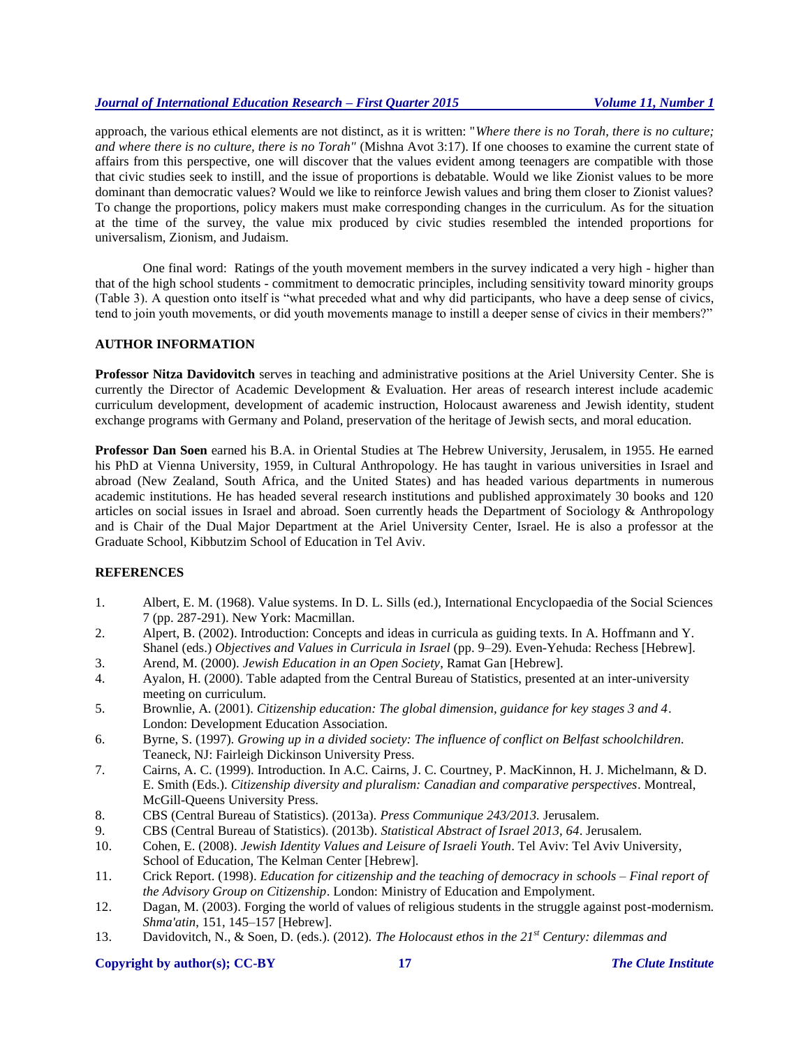approach, the various ethical elements are not distinct, as it is written: "*Where there is no Torah, there is no culture; and where there is no culture, there is no Torah"* (Mishna Avot 3:17). If one chooses to examine the current state of affairs from this perspective, one will discover that the values evident among teenagers are compatible with those that civic studies seek to instill, and the issue of proportions is debatable. Would we like Zionist values to be more dominant than democratic values? Would we like to reinforce Jewish values and bring them closer to Zionist values? To change the proportions, policy makers must make corresponding changes in the curriculum. As for the situation at the time of the survey, the value mix produced by civic studies resembled the intended proportions for universalism, Zionism, and Judaism.

One final word: Ratings of the youth movement members in the survey indicated a very high - higher than that of the high school students - commitment to democratic principles, including sensitivity toward minority groups (Table 3). A question onto itself is "what preceded what and why did participants, who have a deep sense of civics, tend to join youth movements, or did youth movements manage to instill a deeper sense of civics in their members?"

## AUTHOR INFORMATION

**Professor Nitza Davidovitch** serves in teaching and administrative positions at the Ariel University Center. She is currently the Director of Academic Development & Evaluation. Her areas of research interest include academic curriculum development, development of academic instruction, Holocaust awareness and Jewish identity, student exchange programs with Germany and Poland, preservation of the heritage of Jewish sects, and moral education.

**Professor Dan Soen** earned his B.A. in Oriental Studies at The Hebrew University, Jerusalem, in 1955. He earned his PhD at Vienna University, 1959, in Cultural Anthropology. He has taught in various universities in Israel and abroad (New Zealand, South Africa, and the United States) and has headed various departments in numerous academic institutions. He has headed several research institutions and published approximately 30 books and 120 articles on social issues in Israel and abroad. Soen currently heads the Department of Sociology & Anthropology and is Chair of the Dual Major Department at the Ariel University Center, Israel. He is also a professor at the Graduate School, Kibbutzim School of Education in Tel Aviv.

## REFERENCES

1. Albert, E. M. (1968). Value systems. In D. L. Sills (ed.), International Encyclopaedia of the Social Sciences 7 (pp. 287-291). New York: Macmillan.
2. Alpert, B. (2002). Introduction: Concepts and ideas in curricula as guiding texts. In A. Hoffmann and Y. Shanel (eds.) *Objectives and Values in Curricula in Israel* (pp. 9–29). Even-Yehuda: Rechess [Hebrew].
3. Arend, M. (2000). *Jewish Education in an Open Society*, Ramat Gan [Hebrew].
4. Ayalon, H. (2000). Table adapted from the Central Bureau of Statistics, presented at an inter-university meeting on curriculum.
5. Brownlie, A. (2001). *Citizenship education: The global dimension, guidance for key stages 3 and 4*. London: Development Education Association.
6. Byrne, S. (1997). *Growing up in a divided society: The influence of conflict on Belfast schoolchildren.* Teaneck, NJ: Fairleigh Dickinson University Press.
7. Cairns, A. C. (1999). Introduction. In A.C. Cairns, J. C. Courtney, P. MacKinnon, H. J. Michelmann, & D. E. Smith (Eds.). *Citizenship diversity and pluralism: Canadian and comparative perspectives*. Montreal, McGill-Queens University Press.
8. CBS (Central Bureau of Statistics). (2013a). *Press Communique 243/2013.* Jerusalem.
9. CBS (Central Bureau of Statistics). (2013b). *Statistical Abstract of Israel 2013, 64*. Jerusalem.
10. Cohen, E. (2008). *Jewish Identity Values and Leisure of Israeli Youth*. Tel Aviv: Tel Aviv University, School of Education, The Kelman Center [Hebrew].
11. Crick Report. (1998). *Education for citizenship and the teaching of democracy in schools – Final report of the Advisory Group on Citizenship*. London: Ministry of Education and Empolyment.
12. Dagan, M. (2003). Forging the world of values of religious students in the struggle against post-modernism. *Shma'atin*, 151, 145–157 [Hebrew].
13. Davidovitch, N., & Soen, D. (eds.). (2012). *The Holocaust ethos in the 21st Century: dilemmas and*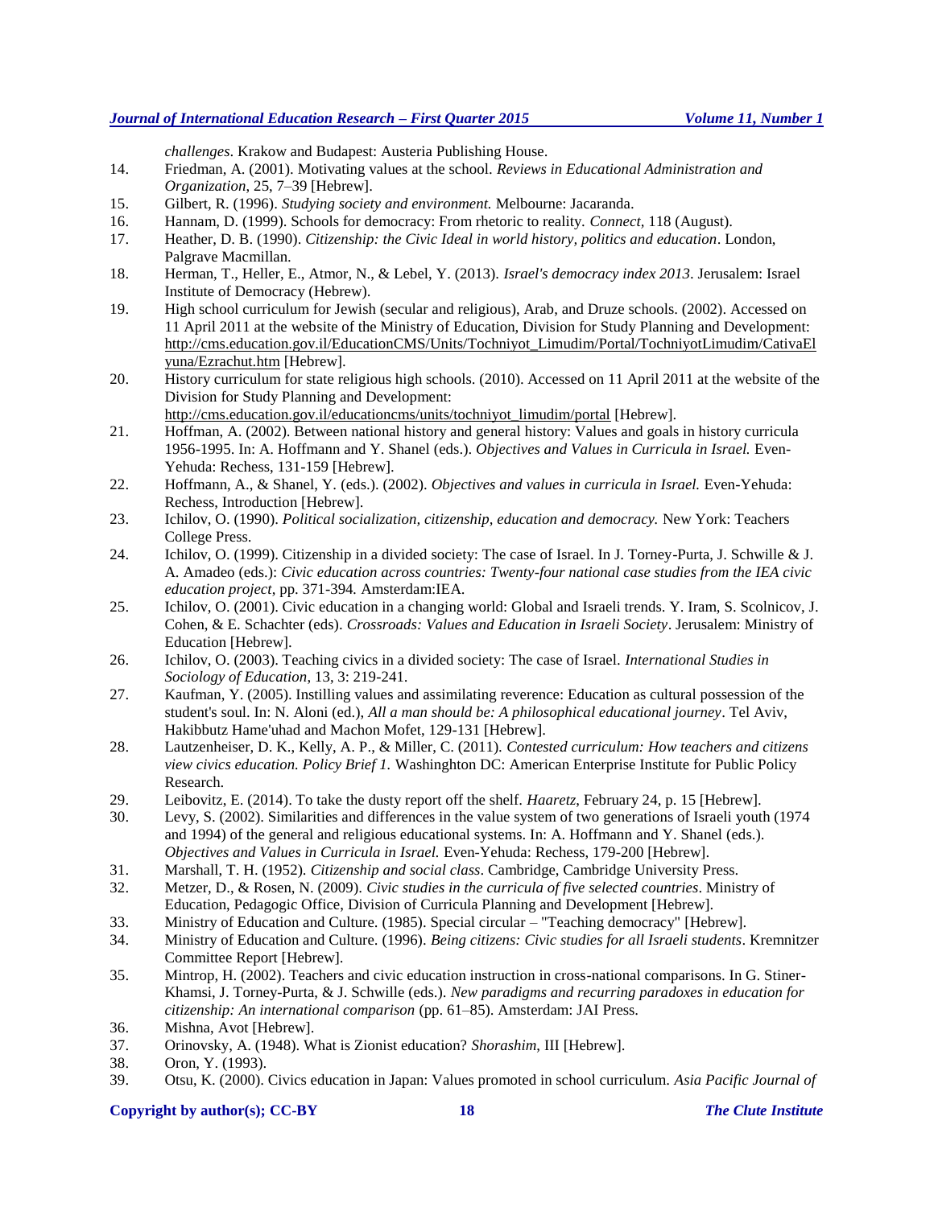*challenges*. Krakow and Budapest: Austeria Publishing House.

14. Friedman, A. (2001). Motivating values at the school. *Reviews in Educational Administration and Organization*, 25, 7–39 [Hebrew].
15. Gilbert, R. (1996). *Studying society and environment.* Melbourne: Jacaranda.
16. Hannam, D. (1999). Schools for democracy: From rhetoric to reality. *Connect*, 118 (August).
17. Heather, D. B. (1990). *Citizenship: the Civic Ideal in world history, politics and education*. London, Palgrave Macmillan.
18. Herman, T., Heller, E., Atmor, N., & Lebel, Y. (2013). *Israel's democracy index 2013*. Jerusalem: Israel Institute of Democracy (Hebrew).
19. High school curriculum for Jewish (secular and religious), Arab, and Druze schools. (2002). Accessed on 11 April 2011 at the website of the Ministry of Education, Division for Study Planning and Development: http://cms.education.gov.il/EducationCMS/Units/Tochniyot_Limudim/Portal/TochniyotLimudim/CativaElyuna/Ezrachut.htm [Hebrew].
20. History curriculum for state religious high schools. (2010). Accessed on 11 April 2011 at the website of the Division for Study Planning and Development: http://cms.education.gov.il/educationcms/units/tochniyot_limudim/portal [Hebrew].
21. Hoffman, A. (2002). Between national history and general history: Values and goals in history curricula 1956-1995. In: A. Hoffmann and Y. Shanel (eds.). *Objectives and Values in Curricula in Israel.* Even-Yehuda: Rechess, 131-159 [Hebrew].
22. Hoffmann, A., & Shanel, Y. (eds.). (2002). *Objectives and values in curricula in Israel.* Even-Yehuda: Rechess, Introduction [Hebrew].
23. Ichilov, O. (1990). *Political socialization, citizenship, education and democracy.* New York: Teachers College Press.
24. Ichilov, O. (1999). Citizenship in a divided society: The case of Israel. In J. Torney-Purta, J. Schwille & J. A. Amadeo (eds.): *Civic education across countries: Twenty-four national case studies from the IEA civic education project*, pp. 371-394. Amsterdam:IEA.
25. Ichilov, O. (2001). Civic education in a changing world: Global and Israeli trends. Y. Iram, S. Scolnicov, J. Cohen, & E. Schachter (eds). *Crossroads: Values and Education in Israeli Society*. Jerusalem: Ministry of Education [Hebrew].
26. Ichilov, O. (2003). Teaching civics in a divided society: The case of Israel. *International Studies in Sociology of Education*, 13, 3: 219-241.
27. Kaufman, Y. (2005). Instilling values and assimilating reverence: Education as cultural possession of the student's soul. In: N. Aloni (ed.), *All a man should be: A philosophical educational journey*. Tel Aviv, Hakibbutz Hame'uhad and Machon Mofet, 129-131 [Hebrew].
28. Lautzenheiser, D. K., Kelly, A. P., & Miller, C. (2011). *Contested curriculum: How teachers and citizens view civics education. Policy Brief 1.* Washinghton DC: American Enterprise Institute for Public Policy Research.
29. Leibovitz, E. (2014). To take the dusty report off the shelf. *Haaretz*, February 24, p. 15 [Hebrew].
30. Levy, S. (2002). Similarities and differences in the value system of two generations of Israeli youth (1974 and 1994) of the general and religious educational systems. In: A. Hoffmann and Y. Shanel (eds.). *Objectives and Values in Curricula in Israel.* Even-Yehuda: Rechess, 179-200 [Hebrew].
31. Marshall, T. H. (1952). *Citizenship and social class*. Cambridge, Cambridge University Press.
32. Metzer, D., & Rosen, N. (2009). *Civic studies in the curricula of five selected countries*. Ministry of Education, Pedagogic Office, Division of Curricula Planning and Development [Hebrew].
33. Ministry of Education and Culture. (1985). Special circular – "Teaching democracy" [Hebrew].
34. Ministry of Education and Culture. (1996). *Being citizens: Civic studies for all Israeli students*. Kremnitzer Committee Report [Hebrew].
35. Mintrop, H. (2002). Teachers and civic education instruction in cross-national comparisons. In G. Stiner-Khamsi, J. Torney-Purta, & J. Schwille (eds.). *New paradigms and recurring paradoxes in education for citizenship: An international comparison* (pp. 61–85). Amsterdam: JAI Press.
36. Mishna, Avot [Hebrew].
37. Orinovsky, A. (1948). What is Zionist education? *Shorashim*, III [Hebrew].
38. Oron, Y. (1993).
39. Otsu, K. (2000). Civics education in Japan: Values promoted in school curriculum. *Asia Pacific Journal of*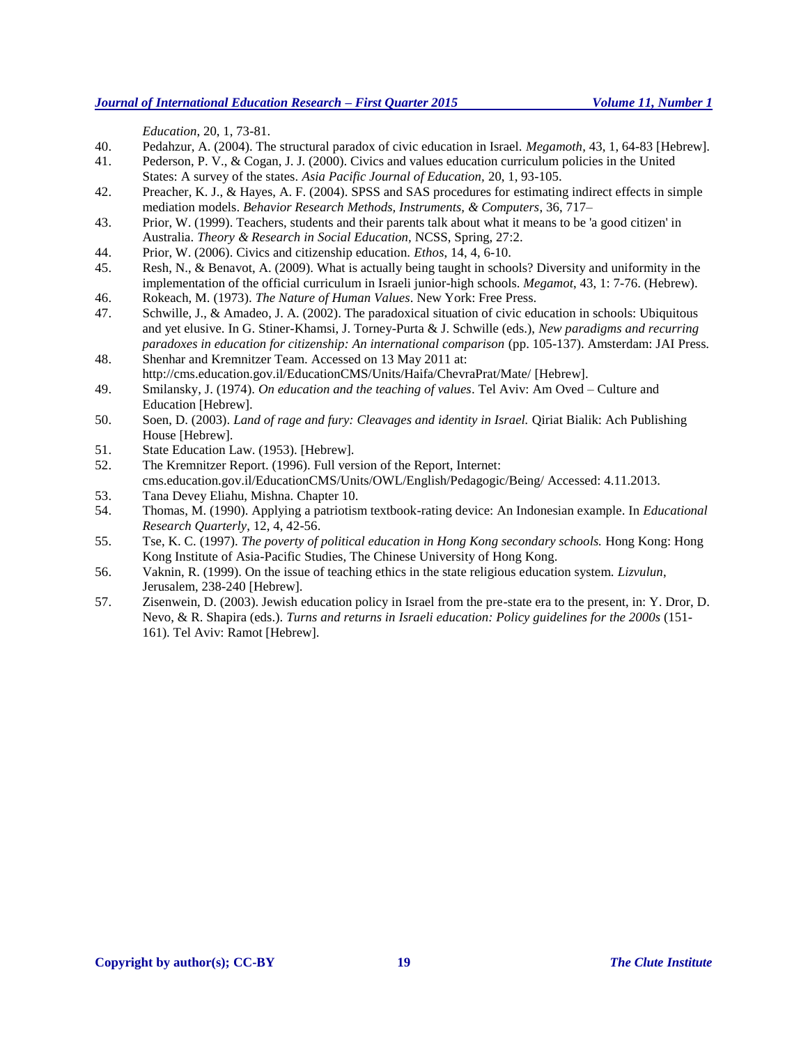*Education*, 20, 1, 73-81.

40. Pedahzur, A. (2004). The structural paradox of civic education in Israel. *Megamoth*, 43, 1, 64-83 [Hebrew].
41. Pederson, P. V., & Cogan, J. J. (2000). Civics and values education curriculum policies in the United States: A survey of the states. *Asia Pacific Journal of Education,* 20, 1, 93-105.
42. Preacher, K. J., & Hayes, A. F. (2004). SPSS and SAS procedures for estimating indirect effects in simple mediation models. *Behavior Research Methods, Instruments, & Computers,* 36, 717–
43. Prior, W. (1999). Teachers, students and their parents talk about what it means to be 'a good citizen' in Australia. *Theory & Research in Social Education,* NCSS, Spring, 27:2.
44. Prior, W. (2006). Civics and citizenship education. *Ethos*, 14, 4, 6-10.
45. Resh, N., & Benavot, A. (2009). What is actually being taught in schools? Diversity and uniformity in the implementation of the official curriculum in Israeli junior-high schools. *Megamot*, 43, 1: 7-76. (Hebrew).
46. Rokeach, M. (1973). *The Nature of Human Values*. New York: Free Press.
47. Schwille, J., & Amadeo, J. A. (2002). The paradoxical situation of civic education in schools: Ubiquitous and yet elusive. In G. Stiner-Khamsi, J. Torney-Purta & J. Schwille (eds.), *New paradigms and recurring paradoxes in education for citizenship: An international comparison* (pp. 105-137). Amsterdam: JAI Press.
48. Shenhar and Kremnitzer Team. Accessed on 13 May 2011 at: http://cms.education.gov.il/EducationCMS/Units/Haifa/ChevraPrat/Mate/ [Hebrew].
49. Smilansky, J. (1974). *On education and the teaching of values*. Tel Aviv: Am Oved – Culture and Education [Hebrew].
50. Soen, D. (2003). *Land of rage and fury: Cleavages and identity in Israel.* Qiriat Bialik: Ach Publishing House [Hebrew].
51. State Education Law. (1953). [Hebrew].
52. The Kremnitzer Report. (1996). Full version of the Report, Internet: cms.education.gov.il/EducationCMS/Units/OWL/English/Pedagogic/Being/ Accessed: 4.11.2013.
53. Tana Devey Eliahu, Mishna. Chapter 10.
54. Thomas, M. (1990). Applying a patriotism textbook-rating device: An Indonesian example. In *Educational Research Quarterly*, 12, 4, 42-56.
55. Tse, K. C. (1997). *The poverty of political education in Hong Kong secondary schools.* Hong Kong: Hong Kong Institute of Asia-Pacific Studies, The Chinese University of Hong Kong.
56. Vaknin, R. (1999). On the issue of teaching ethics in the state religious education system. *Lizvulun*, Jerusalem, 238-240 [Hebrew].
57. Zisenwein, D. (2003). Jewish education policy in Israel from the pre-state era to the present, in: Y. Dror, D. Nevo, & R. Shapira (eds.). *Turns and returns in Israeli education: Policy guidelines for the 2000s* (151-161). Tel Aviv: Ramot [Hebrew].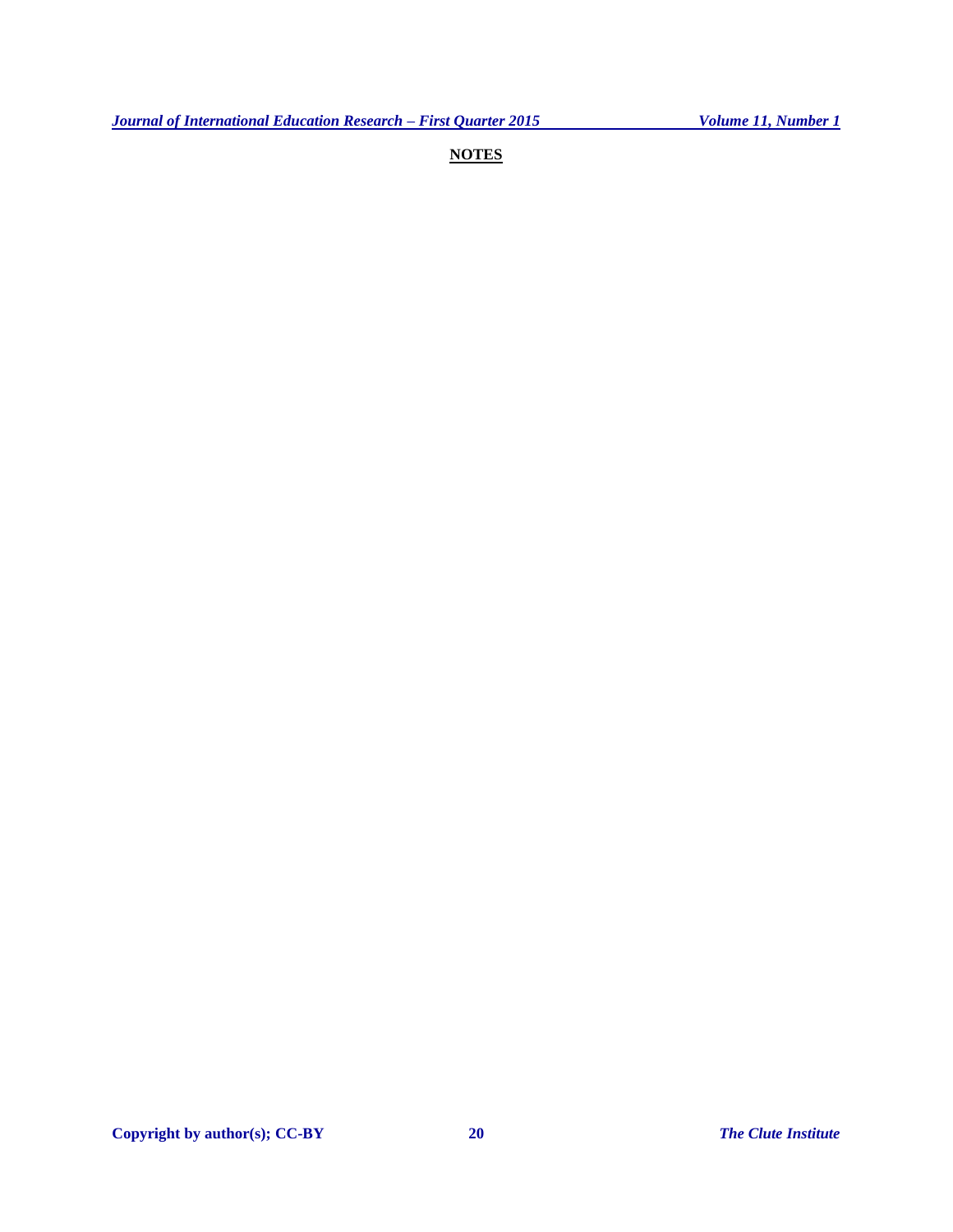**NOTES**